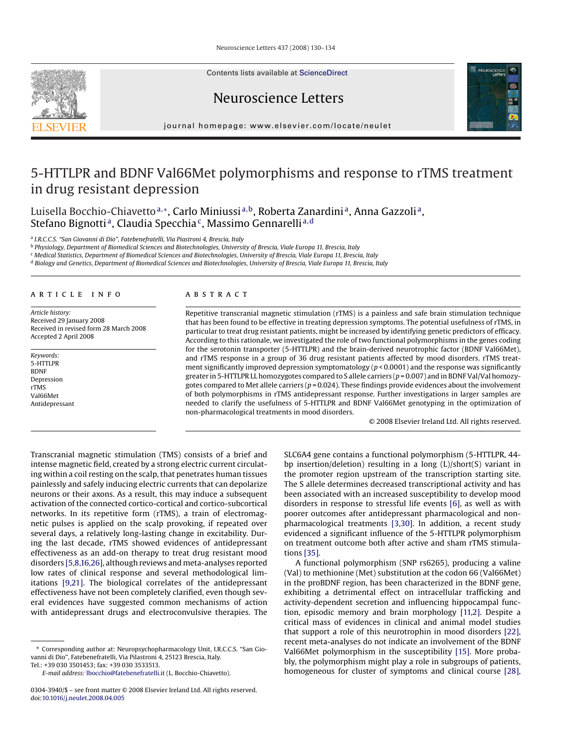# 5-HTTLPR and BDNF Val66Met polymorphisms and response to rTMS treatment in drug resistant depression

Luisella Bocchio-Chiavetto [a,*], Carlo Miniussi [a,b], Roberta Zanardini [a], Anna Gazzoli [a], Stefano Bignotti [a], Claudia Specchia [c], Massimo Gennarelli [a,d]

[a] I.R.C.C.S. "San Giovanni di Dio", Fatebenefratelli, Via Piastroni 4, Brescia, Italy
[b] Physiology, Department of Biomedical Sciences and Biotechnologies, University of Brescia, Viale Europa 11, Brescia, Italy
[c] Medical Statistics, Department of Biomedical Sciences and Biotechnologies, University of Brescia, Viale Europa 11, Brescia, Italy
[d] Biology and Genetics, Department of Biomedical Sciences and Biotechnologies, University of Brescia, Viale Europa 11, Brescia, Italy

## ARTICLE INFO

*Article history:*
Received 29 January 2008
Received in revised form 28 March 2008
Accepted 2 April 2008

*Keywords:*
5-HTTLPR
BDNF
Depression
rTMS
Val66Met
Antidepressant

## ABSTRACT

Repetitive transcranial magnetic stimulation (rTMS) is a painless and safe brain stimulation technique that has been found to be effective in treating depression symptoms. The potential usefulness of rTMS, in particular to treat drug resistant patients, might be increased by identifying genetic predictors of efficacy. According to this rationale, we investigated the role of two functional polymorphisms in the genes coding for the serotonin transporter (5-HTTLPR) and the brain-derived neurotrophic factor (BDNF Val66Met), and rTMS response in a group of 36 drug resistant patients affected by mood disorders. rTMS treatment significantly improved depression symptomatology ($p < 0.0001$) and the response was significantly greater in 5-HTTLPR LL homozygotes compared to S allele carriers ($p = 0.007$) and in BDNF Val/Val homozygotes compared to Met allele carriers ($p = 0.024$). These findings provide evidences about the involvement of both polymorphisms in rTMS antidepressant response. Further investigations in larger samples are needed to clarify the usefulness of 5-HTTLPR and BDNF Val66Met genotyping in the optimization of non-pharmacological treatments in mood disorders.

© 2008 Elsevier Ireland Ltd. All rights reserved.

Transcranial magnetic stimulation (TMS) consists of a brief and intense magnetic field, created by a strong electric current circulating within a coil resting on the scalp, that penetrates human tissues painlessly and safely inducing electric currents that can depolarize neurons or their axons. As a result, this may induce a subsequent activation of the connected cortico-cortical and cortico-subcortical networks. In its repetitive form (rTMS), a train of electromagnetic pulses is applied on the scalp provoking, if repeated over several days, a relatively long-lasting change in excitability. During the last decade, rTMS showed evidences of antidepressant effectiveness as an add-on therapy to treat drug resistant mood disorders [5,8,16,26], although reviews and meta-analyses reported low rates of clinical response and several methodological limitations [9,21]. The biological correlates of the antidepressant effectiveness have not been completely clarified, even though several evidences have suggested common mechanisms of action with antidepressant drugs and electroconvulsive therapies. The SLC6A4 gene contains a functional polymorphism (5-HTTLPR, 44-bp insertion/deletion) resulting in a long (L)/short(S) variant in the promoter region upstream of the transcription starting site. The S allele determines decreased transcriptional activity and has been associated with an increased susceptibility to develop mood disorders in response to stressful life events [6], as well as with poorer outcomes after antidepressant pharmacological and non-pharmacological treatments [3,30]. In addition, a recent study evidenced a significant influence of the 5-HTTLPR polymorphism on treatment outcome both after active and sham rTMS stimulations [35].

A functional polymorphism (SNP rs6265), producing a valine (Val) to methionine (Met) substitution at the codon 66 (Val66Met) in the proBDNF region, has been characterized in the BDNF gene, exhibiting a detrimental effect on intracellular trafficking and activity-dependent secretion and influencing hippocampal function, episodic memory and brain morphology [11,2]. Despite a critical mass of evidences in clinical and animal model studies that support a role of this neurotrophin in mood disorders [22], recent meta-analyses do not indicate an involvement of the BDNF Val66Met polymorphism in the susceptibility [15]. More probably, the polymorphism might play a role in subgroups of patients, homogeneous for cluster of symptoms and clinical course [28],

---

\* Corresponding author at: Neuropsychopharmacology Unit, I.R.C.C.S. "San Giovanni di Dio", Fatebenefratelli, Via Pilastroni 4, 25123 Brescia, Italy. Tel.: +39 030 3501453; fax: +39 030 3533513.
*E-mail address:* lbocchio@fatebenefratelli.it (L. Bocchio-Chiavetto).

0304-3940/$ – see front matter © 2008 Elsevier Ireland Ltd. All rights reserved.
doi:10.1016/j.neulet.2008.04.005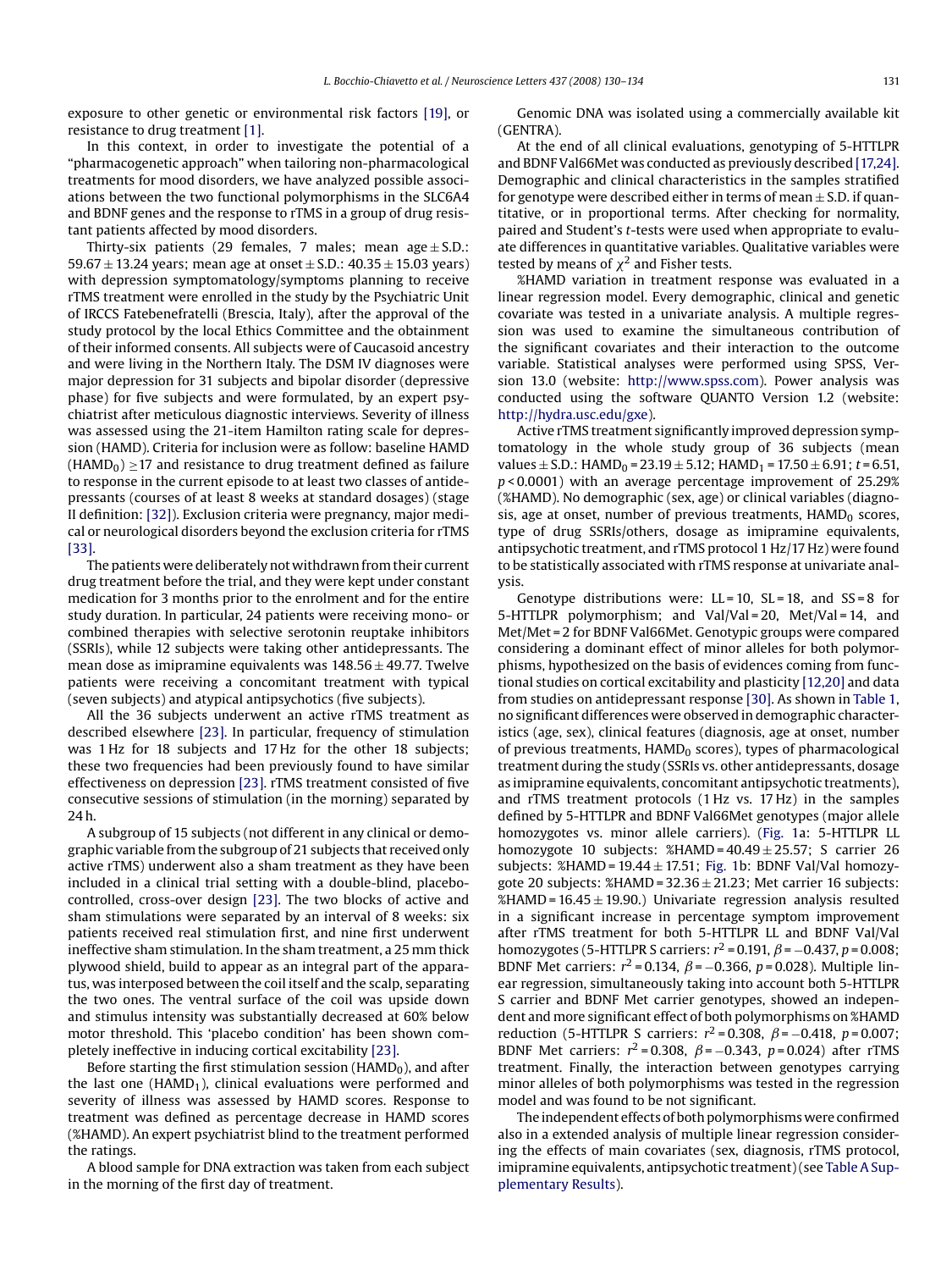exposure to other genetic or environmental risk factors [19], or resistance to drug treatment [1].

In this context, in order to investigate the potential of a "pharmacogenetic approach" when tailoring non-pharmacological treatments for mood disorders, we have analyzed possible associations between the two functional polymorphisms in the SLC6A4 and BDNF genes and the response to rTMS in a group of drug resistant patients affected by mood disorders.

Thirty-six patients (29 females, 7 males; mean age ± S.D.: 59.67 ± 13.24 years; mean age at onset ± S.D.: 40.35 ± 15.03 years) with depression symptomatology/symptoms planning to receive rTMS treatment were enrolled in the study by the Psychiatric Unit of IRCCS Fatebenefratelli (Brescia, Italy), after the approval of the study protocol by the local Ethics Committee and the obtainment of their informed consents. All subjects were of Caucasoid ancestry and were living in the Northern Italy. The DSM IV diagnoses were major depression for 31 subjects and bipolar disorder (depressive phase) for five subjects and were formulated, by an expert psychiatrist after meticulous diagnostic interviews. Severity of illness was assessed using the 21-item Hamilton rating scale for depression (HAMD). Criteria for inclusion were as follow: baseline HAMD ($HAMD_0$) ≥17 and resistance to drug treatment defined as failure to response in the current episode to at least two classes of antidepressants (courses of at least 8 weeks at standard dosages) (stage II definition: [32]). Exclusion criteria were pregnancy, major medical or neurological disorders beyond the exclusion criteria for rTMS [33].

The patients were deliberately not withdrawn from their current drug treatment before the trial, and they were kept under constant medication for 3 months prior to the enrolment and for the entire study duration. In particular, 24 patients were receiving mono- or combined therapies with selective serotonin reuptake inhibitors (SSRIs), while 12 subjects were taking other antidepressants. The mean dose as imipramine equivalents was 148.56 ± 49.77. Twelve patients were receiving a concomitant treatment with typical (seven subjects) and atypical antipsychotics (five subjects).

All the 36 subjects underwent an active rTMS treatment as described elsewhere [23]. In particular, frequency of stimulation was 1 Hz for 18 subjects and 17 Hz for the other 18 subjects; these two frequencies had been previously found to have similar effectiveness on depression [23]. rTMS treatment consisted of five consecutive sessions of stimulation (in the morning) separated by 24 h.

A subgroup of 15 subjects (not different in any clinical or demographic variable from the subgroup of 21 subjects that received only active rTMS) underwent also a sham treatment as they have been included in a clinical trial setting with a double-blind, placebo-controlled, cross-over design [23]. The two blocks of active and sham stimulations were separated by an interval of 8 weeks: six patients received real stimulation first, and nine first underwent ineffective sham stimulation. In the sham treatment, a 25 mm thick plywood shield, build to appear as an integral part of the apparatus, was interposed between the coil itself and the scalp, separating the two ones. The ventral surface of the coil was upside down and stimulus intensity was substantially decreased at 60% below motor threshold. This 'placebo condition' has been shown completely ineffective in inducing cortical excitability [23].

Before starting the first stimulation session ($HAMD_0$), and after the last one ($HAMD_1$), clinical evaluations were performed and severity of illness was assessed by HAMD scores. Response to treatment was defined as percentage decrease in HAMD scores (%HAMD). An expert psychiatrist blind to the treatment performed the ratings.

A blood sample for DNA extraction was taken from each subject in the morning of the first day of treatment.

Genomic DNA was isolated using a commercially available kit (GENTRA).

At the end of all clinical evaluations, genotyping of 5-HTTLPR and BDNF Val66Met was conducted as previously described [17,24]. Demographic and clinical characteristics in the samples stratified for genotype were described either in terms of mean ± S.D. if quantitative, or in proportional terms. After checking for normality, paired and Student's *t*-tests were used when appropriate to evaluate differences in quantitative variables. Qualitative variables were tested by means of $\chi^2$ and Fisher tests.

%HAMD variation in treatment response was evaluated in a linear regression model. Every demographic, clinical and genetic covariate was tested in a univariate analysis. A multiple regression was used to examine the simultaneous contribution of the significant covariates and their interaction to the outcome variable. Statistical analyses were performed using SPSS, Version 13.0 (website: http://www.spss.com). Power analysis was conducted using the software QUANTO Version 1.2 (website: http://hydra.usc.edu/gxe).

Active rTMS treatment significantly improved depression symptomatology in the whole study group of 36 subjects (mean values ± S.D.: $HAMD_0$ = 23.19 ± 5.12; $HAMD_1$ = 17.50 ± 6.91; $t$ = 6.51, $p < 0.0001$) with an average percentage improvement of 25.29% (%HAMD). No demographic (sex, age) or clinical variables (diagnosis, age at onset, number of previous treatments, $HAMD_0$ scores, type of drug SSRIs/others, dosage as imipramine equivalents, antipsychotic treatment, and rTMS protocol 1 Hz/17 Hz) were found to be statistically associated with rTMS response at univariate analysis.

Genotype distributions were: LL = 10, SL = 18, and SS = 8 for 5-HTTLPR polymorphism; and Val/Val = 20, Met/Val = 14, and Met/Met = 2 for BDNF Val66Met. Genotypic groups were compared considering a dominant effect of minor alleles for both polymorphisms, hypothesized on the basis of evidences coming from functional studies on cortical excitability and plasticity [12,20] and data from studies on antidepressant response [30]. As shown in Table 1, no significant differences were observed in demographic characteristics (age, sex), clinical features (diagnosis, age at onset, number of previous treatments, $HAMD_0$ scores), types of pharmacological treatment during the study (SSRIs vs. other antidepressants, dosage as imipramine equivalents, concomitant antipsychotic treatments), and rTMS treatment protocols (1 Hz vs. 17 Hz) in the samples defined by 5-HTTLPR and BDNF Val66Met genotypes (major allele homozygotes vs. minor allele carriers). (Fig. 1a: 5-HTTLPR LL homozygote 10 subjects: %HAMD = 40.49 ± 25.57; S carrier 26 subjects: %HAMD = 19.44 ± 17.51; Fig. 1b: BDNF Val/Val homozygote 20 subjects: %HAMD = 32.36 ± 21.23; Met carrier 16 subjects: %HAMD = 16.45 ± 19.90.) Univariate regression analysis resulted in a significant increase in percentage symptom improvement after rTMS treatment for both 5-HTTLPR LL and BDNF Val/Val homozygotes (5-HTTLPR S carriers: $r^2 = 0.191$, $\beta = -0.437$, $p = 0.008$; BDNF Met carriers: $r^2 = 0.134$, $\beta = -0.366$, $p = 0.028$). Multiple linear regression, simultaneously taking into account both 5-HTTLPR S carrier and BDNF Met carrier genotypes, showed an independent and more significant effect of both polymorphisms on %HAMD reduction (5-HTTLPR S carriers: $r^2 = 0.308$, $\beta = -0.418$, $p = 0.007$; BDNF Met carriers: $r^2 = 0.308$, $\beta = -0.343$, $p = 0.024$) after rTMS treatment. Finally, the interaction between genotypes carrying minor alleles of both polymorphisms was tested in the regression model and was found to be not significant.

The independent effects of both polymorphisms were confirmed also in a extended analysis of multiple linear regression considering the effects of main covariates (sex, diagnosis, rTMS protocol, imipramine equivalents, antipsychotic treatment) (see Table A Supplementary Results).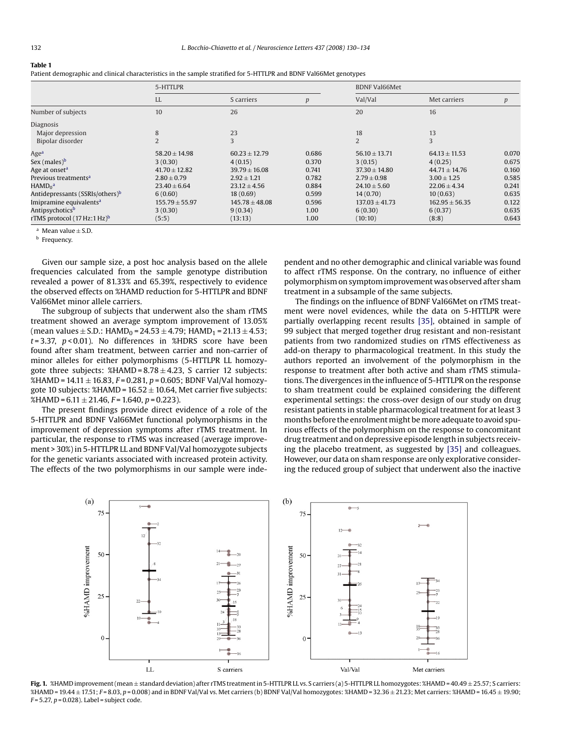**Table 1**

Patient demographic and clinical characteristics in the sample stratified for 5-HTTLPR and BDNF Val66Met genotypes

| | 5-HTTLPR | | | BDNF Val66Met | | |
|---|---|---|---|---|---|---|
| | LL | S carriers | *p* | Val/Val | Met carriers | *p* |
| Number of subjects | 10 | 26 | | 20 | 16 | |
| Diagnosis | | | | | | |
| Major depression | 8 | 23 | | 18 | 13 | |
| Bipolar disorder | 2 | 3 | | 2 | 3 | |
| Age[a] | 58.20 ± 14.98 | 60.23 ± 12.79 | 0.686 | 56.10 ± 13.71 | 64.13 ± 11.53 | 0.070 |
| Sex (males)[b] | 3 (0.30) | 4 (0.15) | 0.370 | 3 (0.15) | 4 (0.25) | 0.675 |
| Age at onset[a] | 41.70 ± 12.82 | 39.79 ± 16.08 | 0.741 | 37.30 ± 14.80 | 44.71 ± 14.76 | 0.160 |
| Previous treatments[a] | 2.80 ± 0.79 | 2.92 ± 1.21 | 0.782 | 2.79 ± 0.98 | 3.00 ± 1.25 | 0.585 |
| $HAMD_0$[a] | 23.40 ± 6.64 | 23.12 ± 4.56 | 0.884 | 24.10 ± 5.60 | 22.06 ± 4.34 | 0.241 |
| Antidepressants (SSRIs/others)[b] | 6 (0.60) | 18 (0.69) | 0.599 | 14 (0.70) | 10 (0.63) | 0.635 |
| Imipramine equivalents[a] | 155.79 ± 55.97 | 145.78 ± 48.08 | 0.596 | 137.03 ± 41.73 | 162.95 ± 56.35 | 0.122 |
| Antipsychotics[b] | 3 (0.30) | 9 (0.34) | 1.00 | 6 (0.30) | 6 (0.37) | 0.635 |
| rTMS protocol (17 Hz:1 Hz)[b] | (5:5) | (13:13) | 1.00 | (10:10) | (8:8) | 0.643 |

[a] Mean value ± S.D.

[b] Frequency.

Given our sample size, a post hoc analysis based on the allele frequencies calculated from the sample genotype distribution revealed a power of 81.33% and 65.39%, respectively to evidence the observed effects on %HAMD reduction for 5-HTTLPR and BDNF Val66Met minor allele carriers.

The subgroup of subjects that underwent also the sham rTMS treatment showed an average symptom improvement of 13.05% (mean values ± S.D.: $HAMD_0 = 24.53 \pm 4.79$; $HAMD_1 = 21.13 \pm 4.53$; $t = 3.37$, $p < 0.01$). No differences in %HDRS score have been found after sham treatment, between carrier and non-carrier of minor alleles for either polymorphisms (5-HTTLPR LL homozygote three subjects: %HAMD = 8.78 ± 4.23, S carrier 12 subjects: %HAMD = 14.11 ± 16.83, $F = 0.281$, $p = 0.605$; BDNF Val/Val homozygote 10 subjects: %HAMD = 16.52 ± 10.64, Met carrier five subjects: %HAMD = 6.11 ± 21.46, $F = 1.640$, $p = 0.223$).

The present findings provide direct evidence of a role of the 5-HTTLPR and BDNF Val66Met functional polymorphisms in the improvement of depression symptoms after rTMS treatment. In particular, the response to rTMS was increased (average improvement > 30%) in 5-HTTLPR LL and BDNF Val/Val homozygote subjects for the genetic variants associated with increased protein activity. The effects of the two polymorphisms in our sample were independent and no other demographic and clinical variable was found to affect rTMS response. On the contrary, no influence of either polymorphism on symptom improvement was observed after sham treatment in a subsample of the same subjects.

The findings on the influence of BDNF Val66Met on rTMS treatment were novel evidences, while the data on 5-HTTLPR were partially overlapping recent results [35], obtained in sample of 99 subject that merged together drug resistant and non-resistant patients from two randomized studies on rTMS effectiveness as add-on therapy to pharmacological treatment. In this study the authors reported an involvement of the polymorphism in the response to treatment after both active and sham rTMS stimulations. The divergences in the influence of 5-HTTLPR on the response to sham treatment could be explained considering the different experimental settings: the cross-over design of our study on drug resistant patients in stable pharmacological treatment for at least 3 months before the enrolment might be more adequate to avoid spurious effects of the polymorphism on the response to concomitant drug treatment and on depressive episode length in subjects receiving the placebo treatment, as suggested by [35] and colleagues. However, our data on sham response are only explorative considering the reduced group of subject that underwent also the inactive

**Fig. 1.** %HAMD improvement (mean ± standard deviation) after rTMS treatment in 5-HTTLPR LL vs. S carriers (a) 5-HTTLPR LL homozygotes: %HAMD = 40.49 ± 25.57; S carriers: %HAMD = 19.44 ± 17.51; $F = 8.03$, $p = 0.008$) and in BDNF Val/Val vs. Met carriers (b) BDNF Val/Val homozygotes: %HAMD = 32.36 ± 21.23; Met carriers: %HAMD = 16.45 ± 19.90; $F = 5.27$, $p = 0.028$). Label = subject code.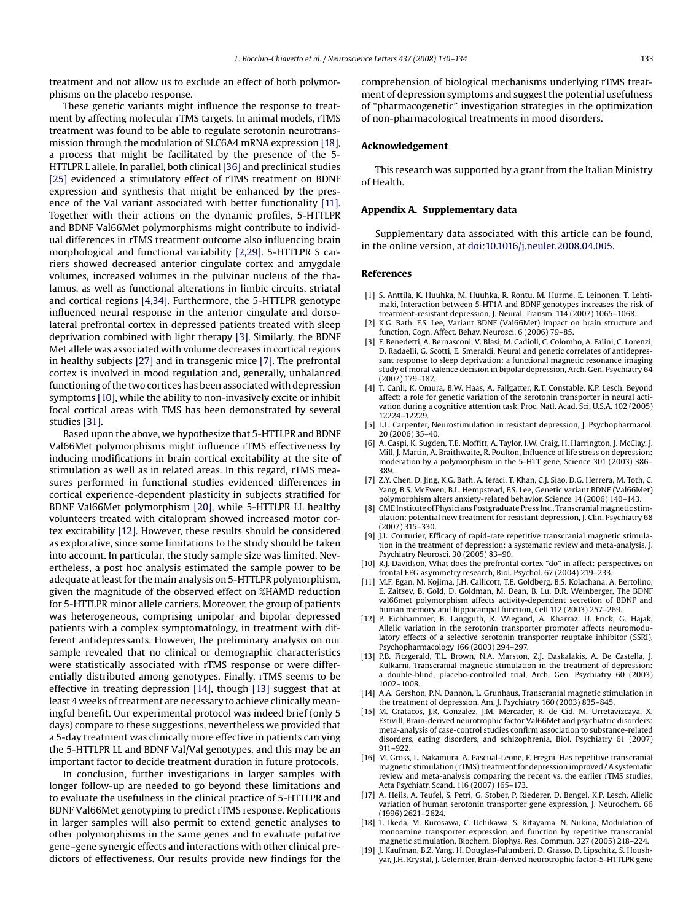treatment and not allow us to exclude an effect of both polymorphisms on the placebo response.

These genetic variants might influence the response to treatment by affecting molecular rTMS targets. In animal models, rTMS treatment was found to be able to regulate serotonin neurotransmission through the modulation of SLC6A4 mRNA expression [18], a process that might be facilitated by the presence of the 5-HTTLPR L allele. In parallel, both clinical [36] and preclinical studies [25] evidenced a stimulatory effect of rTMS treatment on BDNF expression and synthesis that might be enhanced by the presence of the Val variant associated with better functionality [11]. Together with their actions on the dynamic profiles, 5-HTTLPR and BDNF Val66Met polymorphisms might contribute to individual differences in rTMS treatment outcome also influencing brain morphological and functional variability [2,29]. 5-HTTLPR S carriers showed decreased anterior cingulate cortex and amygdale volumes, increased volumes in the pulvinar nucleus of the thalamus, as well as functional alterations in limbic circuits, striatal and cortical regions [4,34]. Furthermore, the 5-HTTLPR genotype influenced neural response in the anterior cingulate and dorsolateral prefrontal cortex in depressed patients treated with sleep deprivation combined with light therapy [3]. Similarly, the BDNF Met allele was associated with volume decreases in cortical regions in healthy subjects [27] and in transgenic mice [7]. The prefrontal cortex is involved in mood regulation and, generally, unbalanced functioning of the two cortices has been associated with depression symptoms [10], while the ability to non-invasively excite or inhibit focal cortical areas with TMS has been demonstrated by several studies [31].

Based upon the above, we hypothesize that 5-HTTLPR and BDNF Val66Met polymorphisms might influence rTMS effectiveness by inducing modifications in brain cortical excitability at the site of stimulation as well as in related areas. In this regard, rTMS measures performed in functional studies evidenced differences in cortical experience-dependent plasticity in subjects stratified for BDNF Val66Met polymorphism [20], while 5-HTTLPR LL healthy volunteers treated with citalopram showed increased motor cortex excitability [12]. However, these results should be considered as explorative, since some limitations to the study should be taken into account. In particular, the study sample size was limited. Nevertheless, a post hoc analysis estimated the sample power to be adequate at least for the main analysis on 5-HTTLPR polymorphism, given the magnitude of the observed effect on %HAMD reduction for 5-HTTLPR minor allele carriers. Moreover, the group of patients was heterogeneous, comprising unipolar and bipolar depressed patients with a complex symptomatology, in treatment with different antidepressants. However, the preliminary analysis on our sample revealed that no clinical or demographic characteristics were statistically associated with rTMS response or were differentially distributed among genotypes. Finally, rTMS seems to be effective in treating depression [14], though [13] suggest that at least 4 weeks of treatment are necessary to achieve clinically meaningful benefit. Our experimental protocol was indeed brief (only 5 days) compare to these suggestions, nevertheless we provided that a 5-day treatment was clinically more effective in patients carrying the 5-HTTLPR LL and BDNF Val/Val genotypes, and this may be an important factor to decide treatment duration in future protocols.

In conclusion, further investigations in larger samples with longer follow-up are needed to go beyond these limitations and to evaluate the usefulness in the clinical practice of 5-HTTLPR and BDNF Val66Met genotyping to predict rTMS response. Replications in larger samples will also permit to extend genetic analyses to other polymorphisms in the same genes and to evaluate putative gene–gene synergic effects and interactions with other clinical predictors of effectiveness. Our results provide new findings for the comprehension of biological mechanisms underlying rTMS treatment of depression symptoms and suggest the potential usefulness of "pharmacogenetic" investigation strategies in the optimization of non-pharmacological treatments in mood disorders.

## Acknowledgement

This research was supported by a grant from the Italian Ministry of Health.

## Appendix A. Supplementary data

Supplementary data associated with this article can be found, in the online version, at doi:10.1016/j.neulet.2008.04.005.

## References

[1] S. Anttila, K. Huuhka, M. Huuhka, R. Rontu, M. Hurme, E. Leinonen, T. Lehtimaki, Interaction between 5-HT1A and BDNF genotypes increases the risk of treatment-resistant depression, J. Neural. Transm. 114 (2007) 1065–1068.

[2] K.G. Bath, F.S. Lee, Variant BDNF (Val66Met) impact on brain structure and function, Cogn. Affect. Behav. Neurosci. 6 (2006) 79–85.

[3] F. Benedetti, A. Bernasconi, V. Blasi, M. Cadioli, C. Colombo, A. Falini, C. Lorenzi, D. Radaelli, G. Scotti, E. Smeraldi, Neural and genetic correlates of antidepressant response to sleep deprivation: a functional magnetic resonance imaging study of moral valence decision in bipolar depression, Arch. Gen. Psychiatry 64 (2007) 179–187.

[4] T. Canli, K. Omura, B.W. Haas, A. Fallgatter, R.T. Constable, K.P. Lesch, Beyond affect: a role for genetic variation of the serotonin transporter in neural activation during a cognitive attention task, Proc. Natl. Acad. Sci. U.S.A. 102 (2005) 12224–12229.

[5] L.L. Carpenter, Neurostimulation in resistant depression, J. Psychopharmacol. 20 (2006) 35–40.

[6] A. Caspi, K. Sugden, T.E. Moffitt, A. Taylor, I.W. Craig, H. Harrington, J. McClay, J. Mill, J. Martin, A. Braithwaite, R. Poulton, Influence of life stress on depression: moderation by a polymorphism in the 5-HTT gene, Science 301 (2003) 386–389.

[7] Z.Y. Chen, D. Jing, K.G. Bath, A. Ieraci, T. Khan, C.J. Siao, D.G. Herrera, M. Toth, C. Yang, B.S. McEwen, B.L. Hempstead, F.S. Lee, Genetic variant BDNF (Val66Met) polymorphism alters anxiety-related behavior, Science 14 (2006) 140–143.

[8] CME Institute of Physicians Postgraduate Press Inc., Transcranial magnetic stimulation: potential new treatment for resistant depression, J. Clin. Psychiatry 68 (2007) 315–330.

[9] J.L. Couturier, Efficacy of rapid-rate repetitive transcranial magnetic stimulation in the treatment of depression: a systematic review and meta-analysis, J. Psychiatry Neurosci. 30 (2005) 83–90.

[10] R.J. Davidson, What does the prefrontal cortex "do" in affect: perspectives on frontal EEG asymmetry research, Biol. Psychol. 67 (2004) 219–233.

[11] M.F. Egan, M. Kojima, J.H. Callicott, T.E. Goldberg, B.S. Kolachana, A. Bertolino, E. Zaitsev, B. Gold, D. Goldman, M. Dean, B. Lu, D.R. Weinberger, The BDNF val66met polymorphism affects activity-dependent secretion of BDNF and human memory and hippocampal function, Cell 112 (2003) 257–269.

[12] P. Eichhammer, B. Langguth, R. Wiegand, A. Kharraz, U. Frick, G. Hajak, Allelic variation in the serotonin transporter promoter affects neuromodulatory effects of a selective serotonin transporter reuptake inhibitor (SSRI), Psychopharmacology 166 (2003) 294–297.

[13] P.B. Fitzgerald, T.L. Brown, N.A. Marston, Z.J. Daskalakis, A. De Castella, J. Kulkarni, Transcranial magnetic stimulation in the treatment of depression: a double-blind, placebo-controlled trial, Arch. Gen. Psychiatry 60 (2003) 1002–1008.

[14] A.A. Gershon, P.N. Dannon, L. Grunhaus, Transcranial magnetic stimulation in the treatment of depression, Am. J. Psychiatry 160 (2003) 835–845.

[15] M. Gratacos, J.R. Gonzalez, J.M. Mercader, R. de Cid, M. Urretavizcaya, X. Estivill, Brain-derived neurotrophic factor Val66Met and psychiatric disorders: meta-analysis of case-control studies confirm association to substance-related disorders, eating disorders, and schizophrenia, Biol. Psychiatry 61 (2007) 911–922.

[16] M. Gross, L. Nakamura, A. Pascual-Leone, F. Fregni, Has repetitive transcranial magnetic stimulation (rTMS) treatment for depression improved? A systematic review and meta-analysis comparing the recent vs. the earlier rTMS studies, Acta Psychiatr. Scand. 116 (2007) 165–173.

[17] A. Heils, A. Teufel, S. Petri, G. Stober, P. Riederer, D. Bengel, K.P. Lesch, Allelic variation of human serotonin transporter gene expression, J. Neurochem. 66 (1996) 2621–2624.

[18] T. Ikeda, M. Kurosawa, C. Uchikawa, S. Kitayama, N. Nukina, Modulation of monoamine transporter expression and function by repetitive transcranial magnetic stimulation, Biochem. Biophys. Res. Commun. 327 (2005) 218–224.

[19] J. Kaufman, B.Z. Yang, H. Douglas-Palumberi, D. Grasso, D. Lipschitz, S. Houshyar, J.H. Krystal, J. Gelernter, Brain-derived neurotrophic factor-5-HTTLPR gene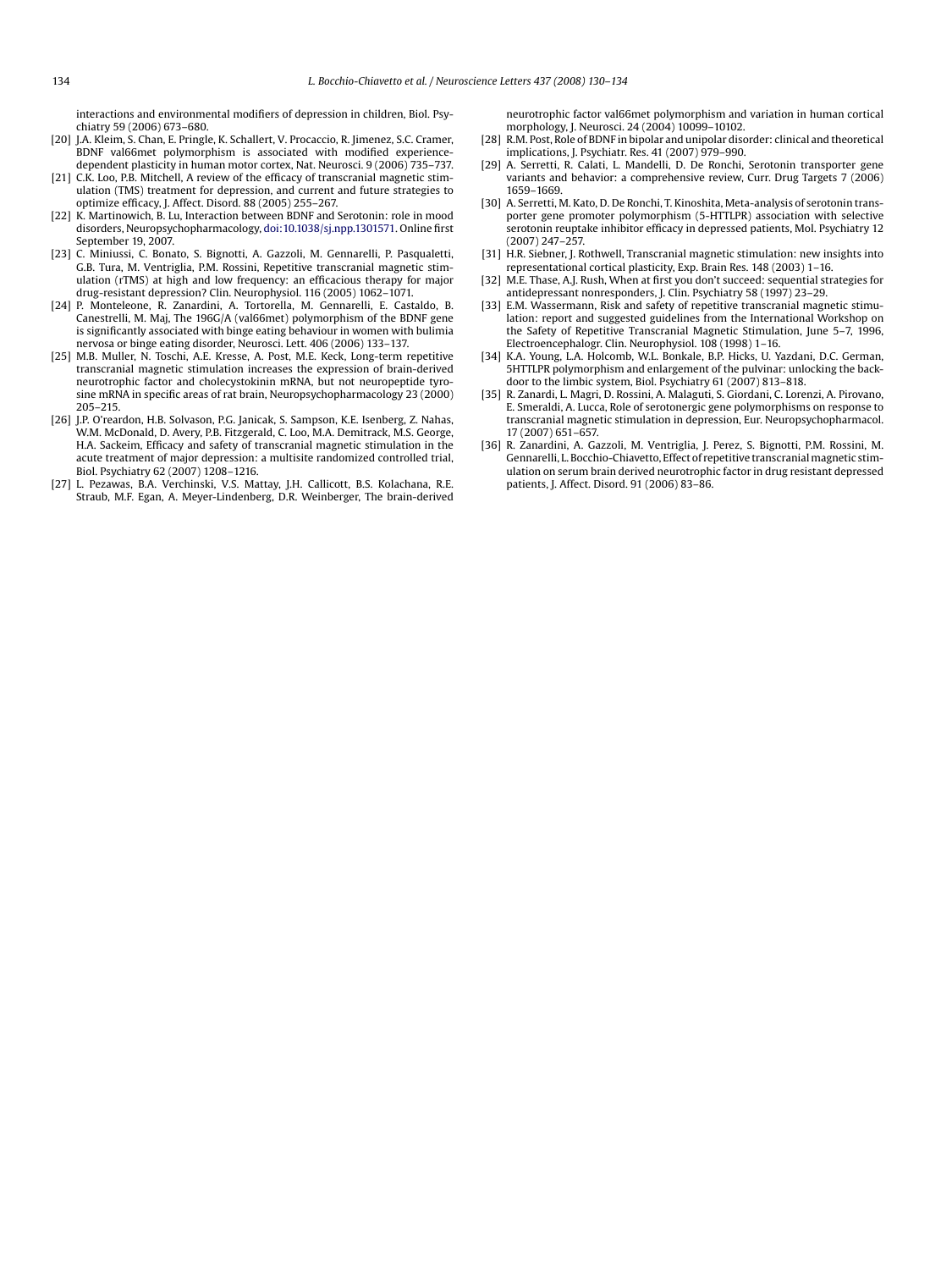interactions and environmental modifiers of depression in children, Biol. Psychiatry 59 (2006) 673–680.

[20] J.A. Kleim, S. Chan, E. Pringle, K. Schallert, V. Procaccio, R. Jimenez, S.C. Cramer, BDNF val66met polymorphism is associated with modified experience-dependent plasticity in human motor cortex, Nat. Neurosci. 9 (2006) 735–737.

[21] C.K. Loo, P.B. Mitchell, A review of the efficacy of transcranial magnetic stimulation (TMS) treatment for depression, and current and future strategies to optimize efficacy, J. Affect. Disord. 88 (2005) 255–267.

[22] K. Martinowich, B. Lu, Interaction between BDNF and Serotonin: role in mood disorders, Neuropsychopharmacology, doi:10.1038/sj.npp.1301571. Online first September 19, 2007.

[23] C. Miniussi, C. Bonato, S. Bignotti, A. Gazzoli, M. Gennarelli, P. Pasqualetti, G.B. Tura, M. Ventriglia, P.M. Rossini, Repetitive transcranial magnetic stimulation (rTMS) at high and low frequency: an efficacious therapy for major drug-resistant depression? Clin. Neurophysiol. 116 (2005) 1062–1071.

[24] P. Monteleone, R. Zanardini, A. Tortorella, M. Gennarelli, E. Castaldo, B. Canestrelli, M. Maj, The 196G/A (val66met) polymorphism of the BDNF gene is significantly associated with binge eating behaviour in women with bulimia nervosa or binge eating disorder, Neurosci. Lett. 406 (2006) 133–137.

[25] M.B. Muller, N. Toschi, A.E. Kresse, A. Post, M.E. Keck, Long-term repetitive transcranial magnetic stimulation increases the expression of brain-derived neurotrophic factor and cholecystokinin mRNA, but not neuropeptide tyrosine mRNA in specific areas of rat brain, Neuropsychopharmacology 23 (2000) 205–215.

[26] J.P. O'reardon, H.B. Solvason, P.G. Janicak, S. Sampson, K.E. Isenberg, Z. Nahas, W.M. McDonald, D. Avery, P.B. Fitzgerald, C. Loo, M.A. Demitrack, M.S. George, H.A. Sackeim, Efficacy and safety of transcranial magnetic stimulation in the acute treatment of major depression: a multisite randomized controlled trial, Biol. Psychiatry 62 (2007) 1208–1216.

[27] L. Pezawas, B.A. Verchinski, V.S. Mattay, J.H. Callicott, B.S. Kolachana, R.E. Straub, M.F. Egan, A. Meyer-Lindenberg, D.R. Weinberger, The brain-derived neurotrophic factor val66met polymorphism and variation in human cortical morphology, J. Neurosci. 24 (2004) 10099–10102.

[28] R.M. Post, Role of BDNF in bipolar and unipolar disorder: clinical and theoretical implications, J. Psychiatr. Res. 41 (2007) 979–990.

[29] A. Serretti, R. Calati, L. Mandelli, D. De Ronchi, Serotonin transporter gene variants and behavior: a comprehensive review, Curr. Drug Targets 7 (2006) 1659–1669.

[30] A. Serretti, M. Kato, D. De Ronchi, T. Kinoshita, Meta-analysis of serotonin transporter gene promoter polymorphism (5-HTTLPR) association with selective serotonin reuptake inhibitor efficacy in depressed patients, Mol. Psychiatry 12 (2007) 247–257.

[31] H.R. Siebner, J. Rothwell, Transcranial magnetic stimulation: new insights into representational cortical plasticity, Exp. Brain Res. 148 (2003) 1–16.

[32] M.E. Thase, A.J. Rush, When at first you don't succeed: sequential strategies for antidepressant nonresponders, J. Clin. Psychiatry 58 (1997) 23–29.

[33] E.M. Wassermann, Risk and safety of repetitive transcranial magnetic stimulation: report and suggested guidelines from the International Workshop on the Safety of Repetitive Transcranial Magnetic Stimulation, June 5–7, 1996, Electroencephalogr. Clin. Neurophysiol. 108 (1998) 1–16.

[34] K.A. Young, L.A. Holcomb, W.L. Bonkale, B.P. Hicks, U. Yazdani, D.C. German, 5HTTLPR polymorphism and enlargement of the pulvinar: unlocking the backdoor to the limbic system, Biol. Psychiatry 61 (2007) 813–818.

[35] R. Zanardi, L. Magri, D. Rossini, A. Malaguti, S. Giordani, C. Lorenzi, A. Pirovano, E. Smeraldi, A. Lucca, Role of serotonergic gene polymorphisms on response to transcranial magnetic stimulation in depression, Eur. Neuropsychopharmacol. 17 (2007) 651–657.

[36] R. Zanardini, A. Gazzoli, M. Ventriglia, J. Perez, S. Bignotti, P.M. Rossini, M. Gennarelli, L. Bocchio-Chiavetto, Effect of repetitive transcranial magnetic stimulation on serum brain derived neurotrophic factor in drug resistant depressed patients, J. Affect. Disord. 91 (2006) 83–86.